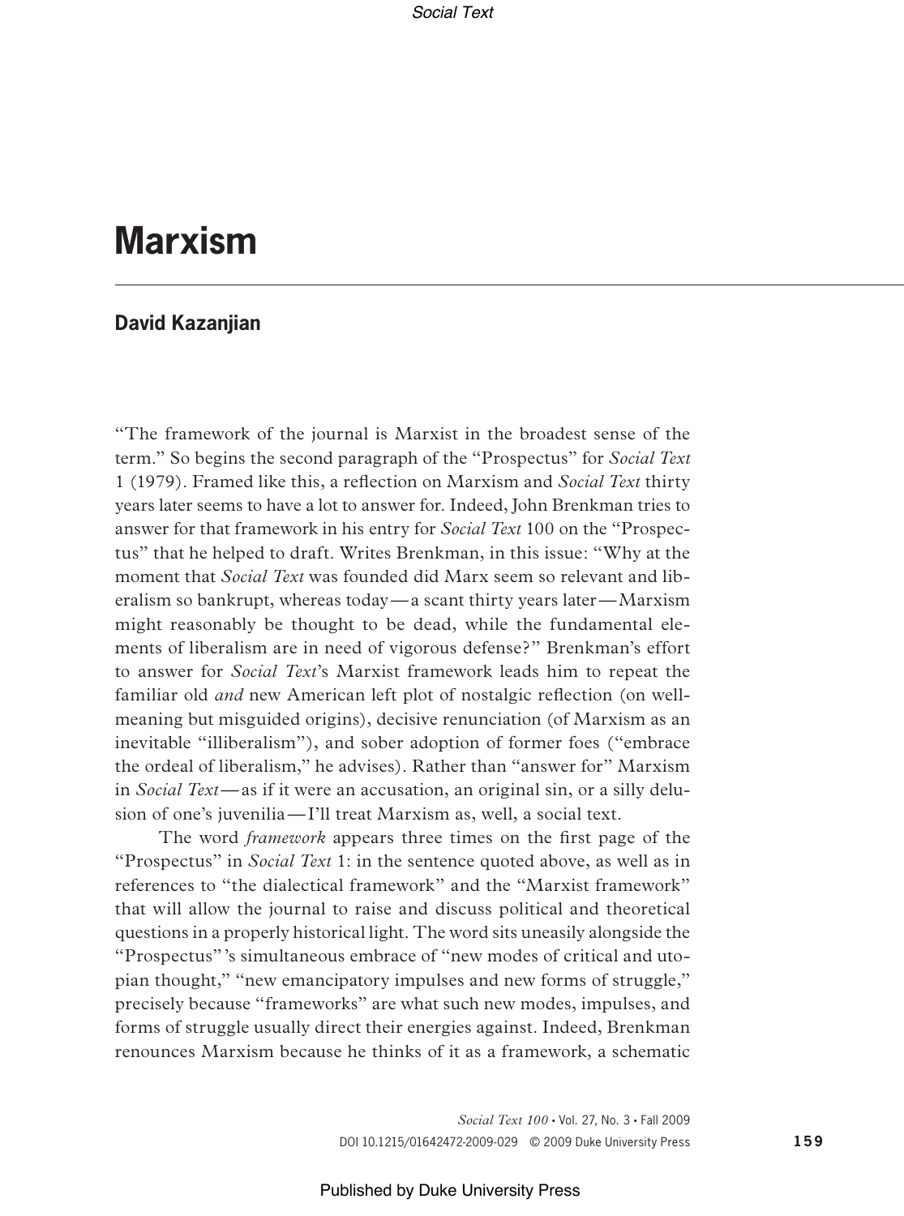# Marxism

## David Kazanjian

"The framework of the journal is Marxist in the broadest sense of the term." So begins the second paragraph of the "Prospectus" for *Social Text* 1 (1979). Framed like this, a reflection on Marxism and *Social Text* thirty years later seems to have a lot to answer for. Indeed, John Brenkman tries to answer for that framework in his entry for *Social Text* 100 on the "Prospectus" that he helped to draft. Writes Brenkman, in this issue: "Why at the moment that *Social Text* was founded did Marx seem so relevant and liberalism so bankrupt, whereas today—a scant thirty years later—Marxism might reasonably be thought to be dead, while the fundamental elements of liberalism are in need of vigorous defense?" Brenkman's effort to answer for *Social Text*'s Marxist framework leads him to repeat the familiar old *and* new American left plot of nostalgic reflection (on well-meaning but misguided origins), decisive renunciation (of Marxism as an inevitable "illiberalism"), and sober adoption of former foes ("embrace the ordeal of liberalism," he advises). Rather than "answer for" Marxism in *Social Text*—as if it were an accusation, an original sin, or a silly delusion of one's juvenilia—I'll treat Marxism as, well, a social text.

The word *framework* appears three times on the first page of the "Prospectus" in *Social Text* 1: in the sentence quoted above, as well as in references to "the dialectical framework" and the "Marxist framework" that will allow the journal to raise and discuss political and theoretical questions in a properly historical light. The word sits uneasily alongside the "Prospectus"'s simultaneous embrace of "new modes of critical and utopian thought," "new emancipatory impulses and new forms of struggle," precisely because "frameworks" are what such new modes, impulses, and forms of struggle usually direct their energies against. Indeed, Brenkman renounces Marxism because he thinks of it as a framework, a schematic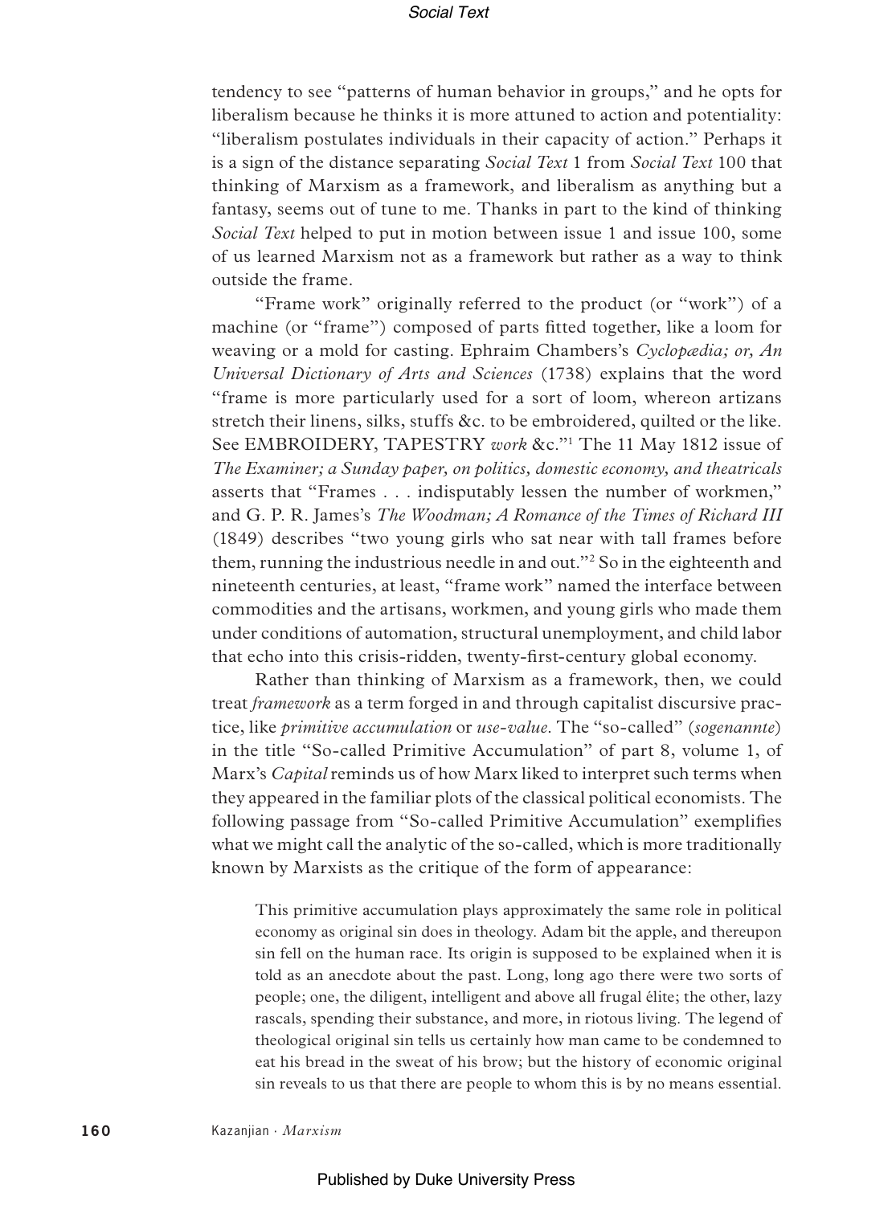tendency to see "patterns of human behavior in groups," and he opts for liberalism because he thinks it is more attuned to action and potentiality: "liberalism postulates individuals in their capacity of action." Perhaps it is a sign of the distance separating *Social Text* 1 from *Social Text* 100 that thinking of Marxism as a framework, and liberalism as anything but a fantasy, seems out of tune to me. Thanks in part to the kind of thinking *Social Text* helped to put in motion between issue 1 and issue 100, some of us learned Marxism not as a framework but rather as a way to think outside the frame.

"Frame work" originally referred to the product (or "work") of a machine (or "frame") composed of parts fitted together, like a loom for weaving or a mold for casting. Ephraim Chambers's *Cyclopædia; or, An Universal Dictionary of Arts and Sciences* (1738) explains that the word "frame is more particularly used for a sort of loom, whereon artizans stretch their linens, silks, stuffs &c. to be embroidered, quilted or the like. See EMBROIDERY, TAPESTRY *work* &c."[1] The 11 May 1812 issue of *The Examiner; a Sunday paper, on politics, domestic economy, and theatricals* asserts that "Frames . . . indisputably lessen the number of workmen," and G. P. R. James's *The Woodman; A Romance of the Times of Richard III* (1849) describes "two young girls who sat near with tall frames before them, running the industrious needle in and out."[2] So in the eighteenth and nineteenth centuries, at least, "frame work" named the interface between commodities and the artisans, workmen, and young girls who made them under conditions of automation, structural unemployment, and child labor that echo into this crisis-ridden, twenty-first-century global economy.

Rather than thinking of Marxism as a framework, then, we could treat *framework* as a term forged in and through capitalist discursive practice, like *primitive accumulation* or *use-value*. The "so-called" (*sogenannte*) in the title "So-called Primitive Accumulation" of part 8, volume 1, of Marx's *Capital* reminds us of how Marx liked to interpret such terms when they appeared in the familiar plots of the classical political economists. The following passage from "So-called Primitive Accumulation" exemplifies what we might call the analytic of the so-called, which is more traditionally known by Marxists as the critique of the form of appearance:

> This primitive accumulation plays approximately the same role in political economy as original sin does in theology. Adam bit the apple, and thereupon sin fell on the human race. Its origin is supposed to be explained when it is told as an anecdote about the past. Long, long ago there were two sorts of people; one, the diligent, intelligent and above all frugal élite; the other, lazy rascals, spending their substance, and more, in riotous living. The legend of theological original sin tells us certainly how man came to be condemned to eat his bread in the sweat of his brow; but the history of economic original sin reveals to us that there are people to whom this is by no means essential.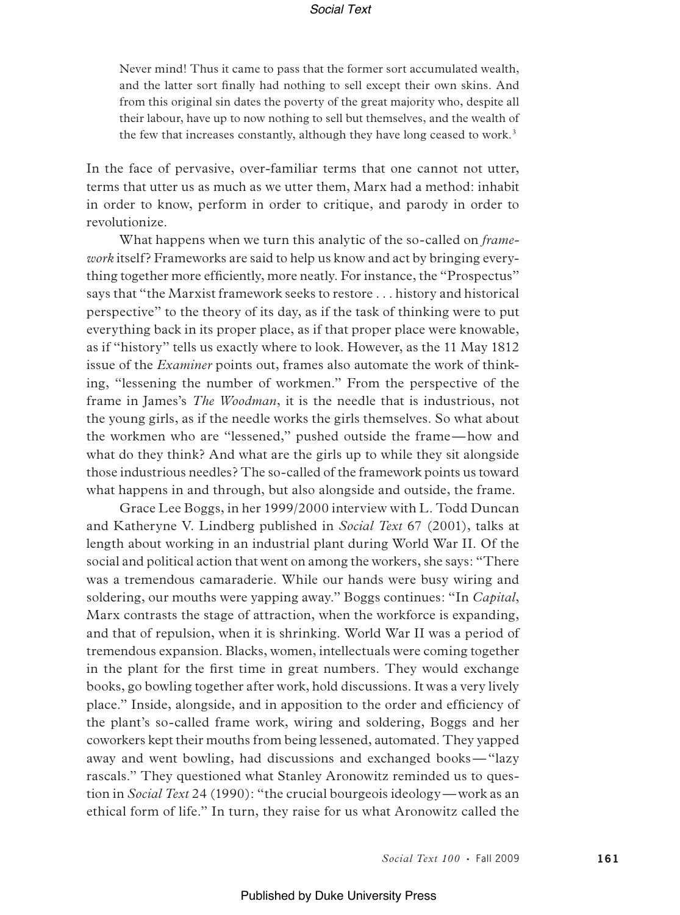> Never mind! Thus it came to pass that the former sort accumulated wealth, and the latter sort finally had nothing to sell except their own skins. And from this original sin dates the poverty of the great majority who, despite all their labour, have up to now nothing to sell but themselves, and the wealth of the few that increases constantly, although they have long ceased to work.[3]

In the face of pervasive, over-familiar terms that one cannot not utter, terms that utter us as much as we utter them, Marx had a method: inhabit in order to know, perform in order to critique, and parody in order to revolutionize.

What happens when we turn this analytic of the so-called on *framework* itself? Frameworks are said to help us know and act by bringing everything together more efficiently, more neatly. For instance, the "Prospectus" says that "the Marxist framework seeks to restore . . . history and historical perspective" to the theory of its day, as if the task of thinking were to put everything back in its proper place, as if that proper place were knowable, as if "history" tells us exactly where to look. However, as the 11 May 1812 issue of the *Examiner* points out, frames also automate the work of thinking, "lessening the number of workmen." From the perspective of the frame in James's *The Woodman*, it is the needle that is industrious, not the young girls, as if the needle works the girls themselves. So what about the workmen who are "lessened," pushed outside the frame—how and what do they think? And what are the girls up to while they sit alongside those industrious needles? The so-called of the framework points us toward what happens in and through, but also alongside and outside, the frame.

Grace Lee Boggs, in her 1999/2000 interview with L. Todd Duncan and Katheryne V. Lindberg published in *Social Text* 67 (2001), talks at length about working in an industrial plant during World War II. Of the social and political action that went on among the workers, she says: "There was a tremendous camaraderie. While our hands were busy wiring and soldering, our mouths were yapping away." Boggs continues: "In *Capital*, Marx contrasts the stage of attraction, when the workforce is expanding, and that of repulsion, when it is shrinking. World War II was a period of tremendous expansion. Blacks, women, intellectuals were coming together in the plant for the first time in great numbers. They would exchange books, go bowling together after work, hold discussions. It was a very lively place." Inside, alongside, and in apposition to the order and efficiency of the plant's so-called frame work, wiring and soldering, Boggs and her coworkers kept their mouths from being lessened, automated. They yapped away and went bowling, had discussions and exchanged books—"lazy rascals." They questioned what Stanley Aronowitz reminded us to question in *Social Text* 24 (1990): "the crucial bourgeois ideology—work as an ethical form of life." In turn, they raise for us what Aronowitz called the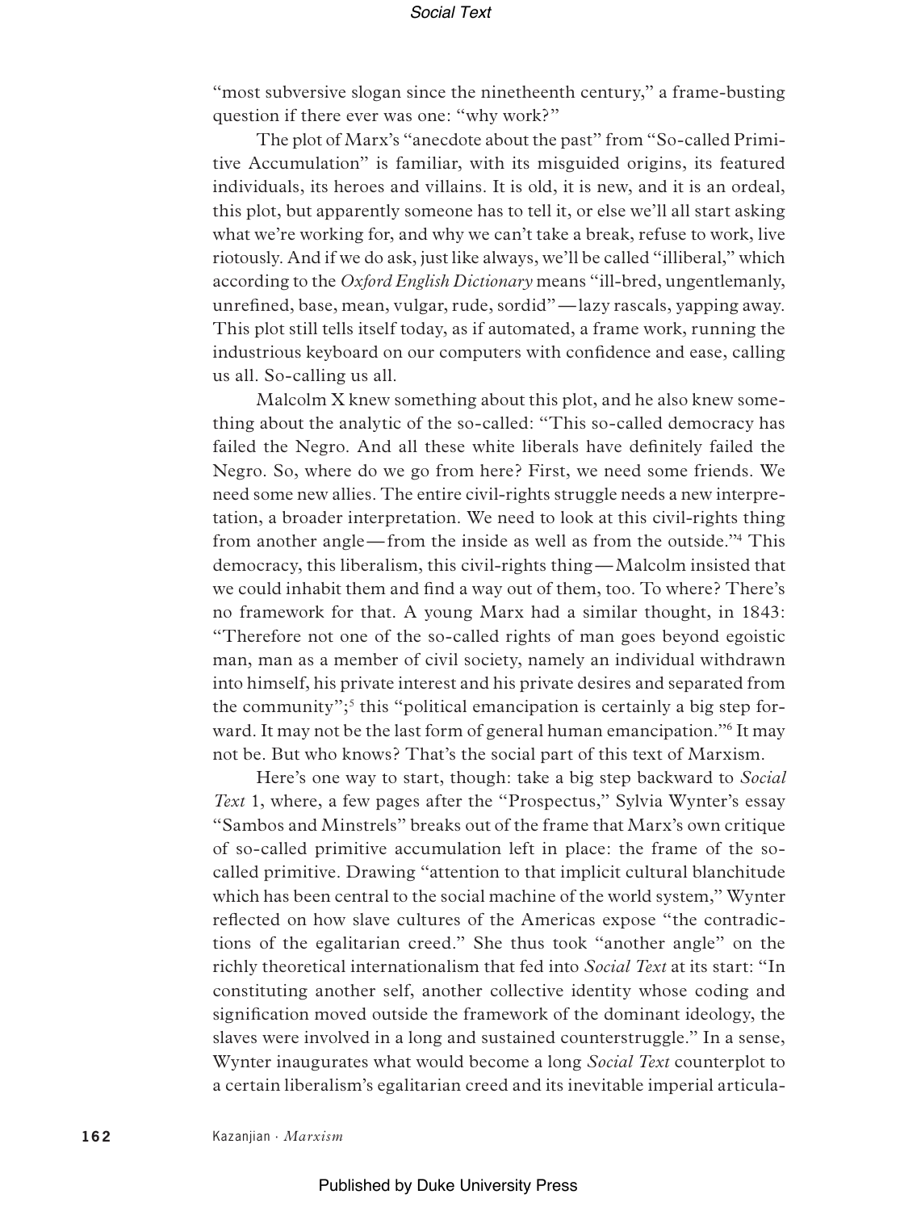"most subversive slogan since the ninetheenth century," a frame-busting question if there ever was one: "why work?"

The plot of Marx's "anecdote about the past" from "So-called Primitive Accumulation" is familiar, with its misguided origins, its featured individuals, its heroes and villains. It is old, it is new, and it is an ordeal, this plot, but apparently someone has to tell it, or else we'll all start asking what we're working for, and why we can't take a break, refuse to work, live riotously. And if we do ask, just like always, we'll be called "illiberal," which according to the *Oxford English Dictionary* means "ill-bred, ungentlemanly, unrefined, base, mean, vulgar, rude, sordid"—lazy rascals, yapping away. This plot still tells itself today, as if automated, a frame work, running the industrious keyboard on our computers with confidence and ease, calling us all. So-calling us all.

Malcolm X knew something about this plot, and he also knew something about the analytic of the so-called: "This so-called democracy has failed the Negro. And all these white liberals have definitely failed the Negro. So, where do we go from here? First, we need some friends. We need some new allies. The entire civil-rights struggle needs a new interpretation, a broader interpretation. We need to look at this civil-rights thing from another angle—from the inside as well as from the outside."[4] This democracy, this liberalism, this civil-rights thing—Malcolm insisted that we could inhabit them and find a way out of them, too. To where? There's no framework for that. A young Marx had a similar thought, in 1843: "Therefore not one of the so-called rights of man goes beyond egoistic man, man as a member of civil society, namely an individual withdrawn into himself, his private interest and his private desires and separated from the community";[5] this "political emancipation is certainly a big step forward. It may not be the last form of general human emancipation."[6] It may not be. But who knows? That's the social part of this text of Marxism.

Here's one way to start, though: take a big step backward to *Social Text* 1, where, a few pages after the "Prospectus," Sylvia Wynter's essay "Sambos and Minstrels" breaks out of the frame that Marx's own critique of so-called primitive accumulation left in place: the frame of the so-called primitive. Drawing "attention to that implicit cultural blanchitude which has been central to the social machine of the world system," Wynter reflected on how slave cultures of the Americas expose "the contradictions of the egalitarian creed." She thus took "another angle" on the richly theoretical internationalism that fed into *Social Text* at its start: "In constituting another self, another collective identity whose coding and signification moved outside the framework of the dominant ideology, the slaves were involved in a long and sustained counterstruggle." In a sense, Wynter inaugurates what would become a long *Social Text* counterplot to a certain liberalism's egalitarian creed and its inevitable imperial articula-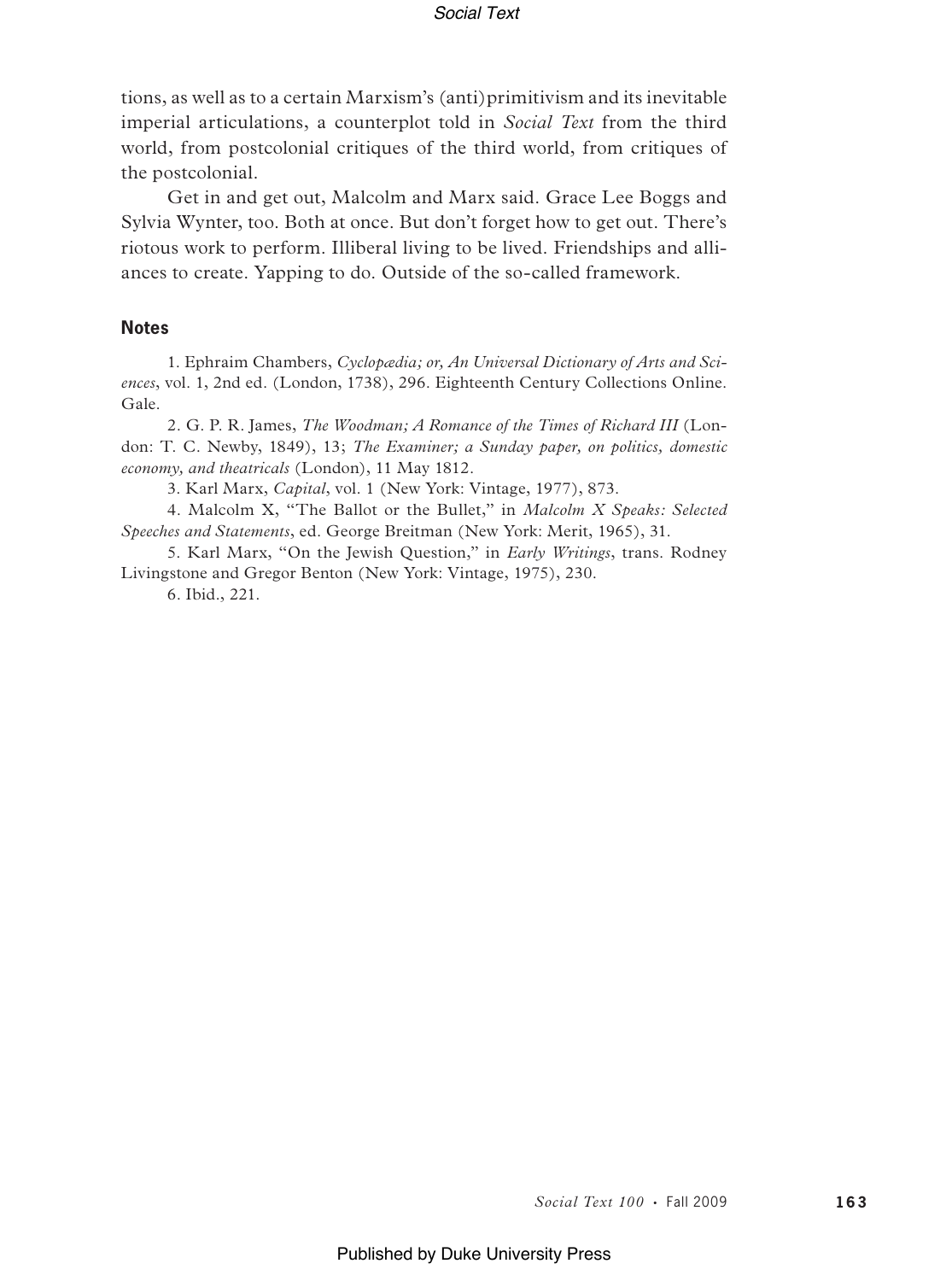tions, as well as to a certain Marxism's (anti)primitivism and its inevitable imperial articulations, a counterplot told in *Social Text* from the third world, from postcolonial critiques of the third world, from critiques of the postcolonial.

Get in and get out, Malcolm and Marx said. Grace Lee Boggs and Sylvia Wynter, too. Both at once. But don't forget how to get out. There's riotous work to perform. Illiberal living to be lived. Friendships and alliances to create. Yapping to do. Outside of the so-called framework.

## Notes

1. Ephraim Chambers, *Cyclopædia; or, An Universal Dictionary of Arts and Sciences*, vol. 1, 2nd ed. (London, 1738), 296. Eighteenth Century Collections Online. Gale.

2. G. P. R. James, *The Woodman; A Romance of the Times of Richard III* (London: T. C. Newby, 1849), 13; *The Examiner; a Sunday paper, on politics, domestic economy, and theatricals* (London), 11 May 1812.

3. Karl Marx, *Capital*, vol. 1 (New York: Vintage, 1977), 873.

4. Malcolm X, "The Ballot or the Bullet," in *Malcolm X Speaks: Selected Speeches and Statements*, ed. George Breitman (New York: Merit, 1965), 31.

5. Karl Marx, "On the Jewish Question," in *Early Writings*, trans. Rodney Livingstone and Gregor Benton (New York: Vintage, 1975), 230.

6. Ibid., 221.